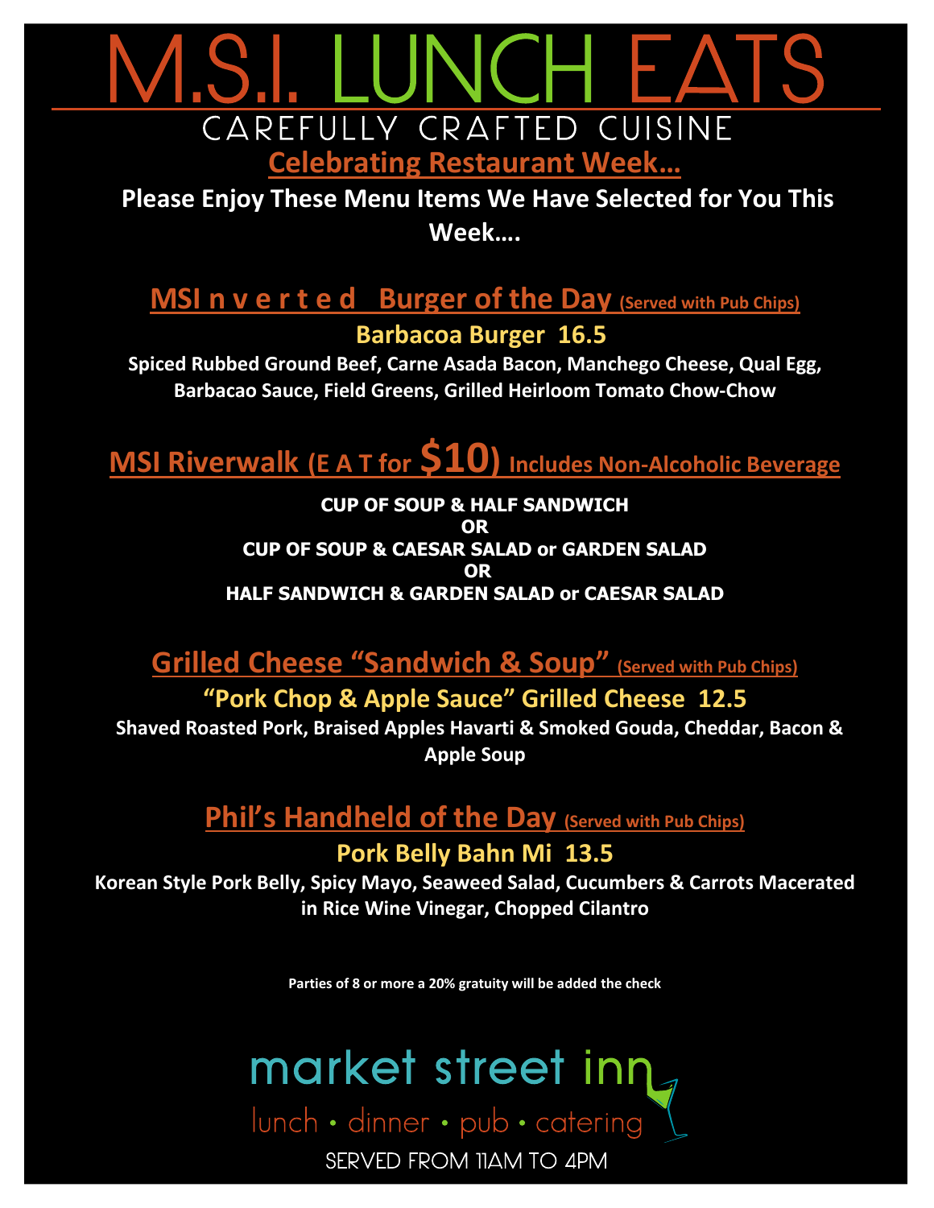# M.S.I. LUNCH EATS

CAREFULLY CRAFTED CUISINE

**Celebrating Restaurant Week…**

**Please Enjoy These Menu Items We Have Selected for You This Week….**

## MSI n v e r t e d Burger of the Day (Served with Pub Chips)

### Barbacoa Burger 16.5

**Spiced Rubbed Ground Beef, Carne Asada Bacon, Manchego Cheese, Qual Egg, Barbacao Sauce, Field Greens, Grilled Heirloom Tomato Chow-Chow**

## MSI Riverwalk (E A T for $10) Includes Non-Alcoholic Beverage

**CUP OF SOUP & HALF SANDWICH**
**OR**
**CUP OF SOUP & CAESAR SALAD or GARDEN SALAD**
**OR**
**HALF SANDWICH & GARDEN SALAD or CAESAR SALAD**

## Grilled Cheese "Sandwich & Soup" (Served with Pub Chips)

### "Pork Chop & Apple Sauce" Grilled Cheese 12.5

**Shaved Roasted Pork, Braised Apples Havarti & Smoked Gouda, Cheddar, Bacon & Apple Soup**

## Phil's Handheld of the Day (Served with Pub Chips)

### Pork Belly Bahn Mi 13.5

**Korean Style Pork Belly, Spicy Mayo, Seaweed Salad, Cucumbers & Carrots Macerated in Rice Wine Vinegar, Chopped Cilantro**

**Parties of 8 or more a 20% gratuity will be added the check**

market street inn

lunch • dinner • pub • catering

SERVED FROM 11AM TO 4PM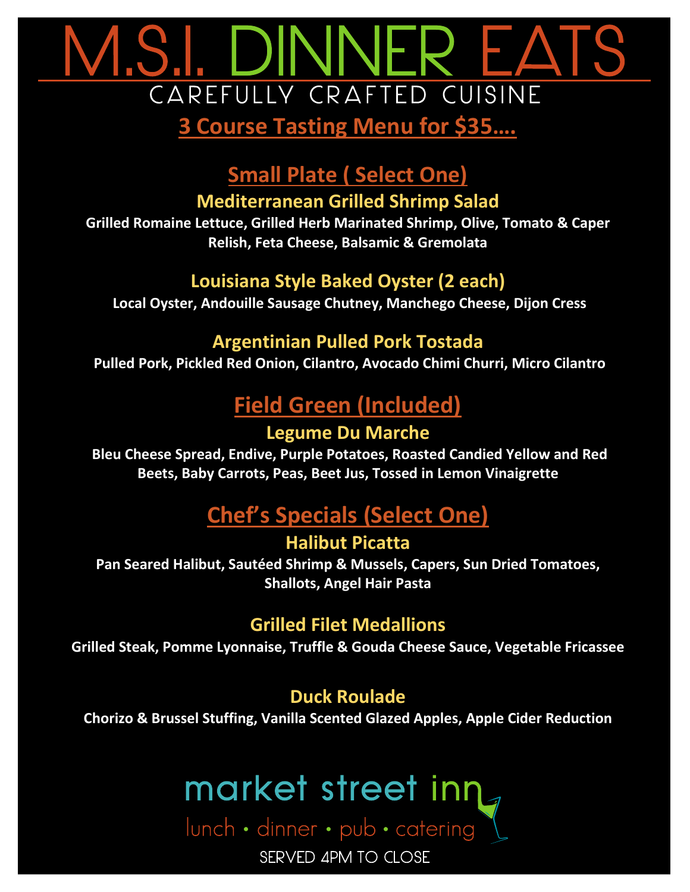# M.S.I. DINNER EATS

CAREFULLY CRAFTED CUISINE

## 3 Course Tasting Menu for $35….

## Small Plate ( Select One)

### Mediterranean Grilled Shrimp Salad

**Grilled Romaine Lettuce, Grilled Herb Marinated Shrimp, Olive, Tomato & Caper Relish, Feta Cheese, Balsamic & Gremolata**

### Louisiana Style Baked Oyster (2 each)

**Local Oyster, Andouille Sausage Chutney, Manchego Cheese, Dijon Cress**

### Argentinian Pulled Pork Tostada

**Pulled Pork, Pickled Red Onion, Cilantro, Avocado Chimi Churri, Micro Cilantro**

## Field Green (Included)

### Legume Du Marche

**Bleu Cheese Spread, Endive, Purple Potatoes, Roasted Candied Yellow and Red Beets, Baby Carrots, Peas, Beet Jus, Tossed in Lemon Vinaigrette**

## Chef's Specials (Select One)

### Halibut Picatta

**Pan Seared Halibut, Sautéed Shrimp & Mussels, Capers, Sun Dried Tomatoes, Shallots, Angel Hair Pasta**

### Grilled Filet Medallions

**Grilled Steak, Pomme Lyonnaise, Truffle & Gouda Cheese Sauce, Vegetable Fricassee**

### Duck Roulade

**Chorizo & Brussel Stuffing, Vanilla Scented Glazed Apples, Apple Cider Reduction**

market street inn

lunch • dinner • pub • catering

SERVED 4PM TO CLOSE